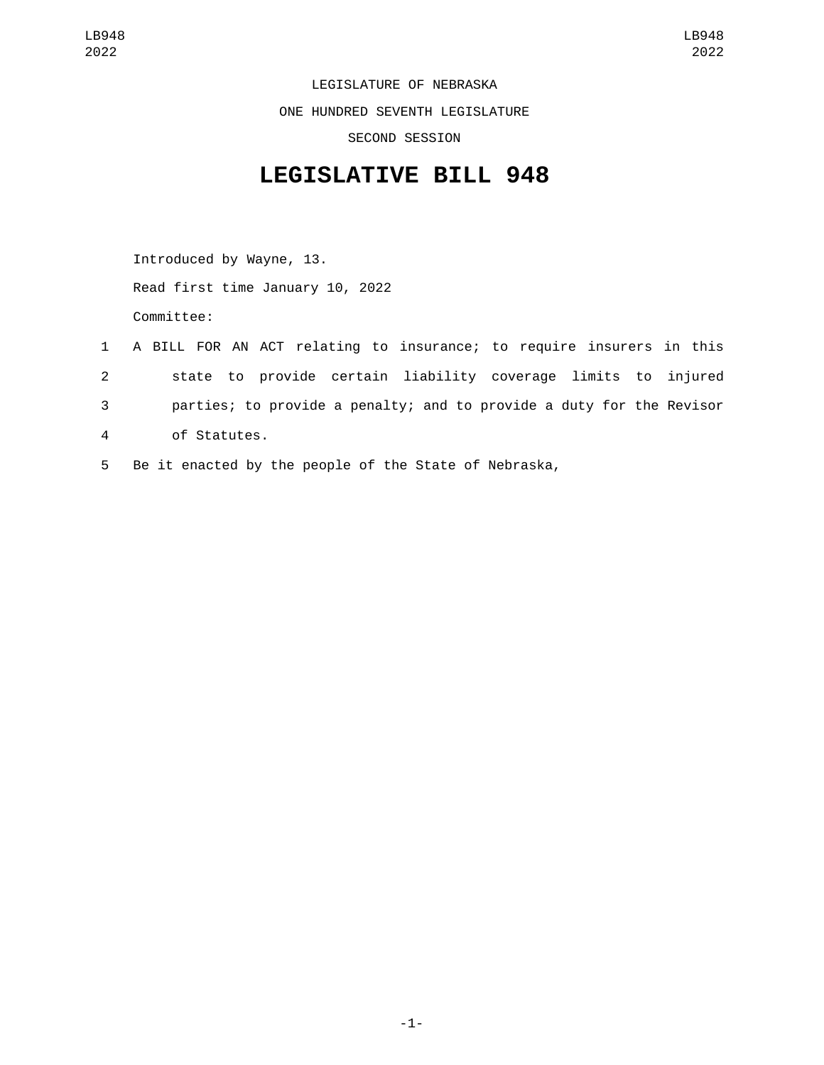LEGISLATURE OF NEBRASKA

ONE HUNDRED SEVENTH LEGISLATURE

SECOND SESSION

# LEGISLATIVE BILL 948

Introduced by Wayne, 13.

Read first time January 10, 2022

Committee:

A BILL FOR AN ACT relating to insurance; to require insurers in this state to provide certain liability coverage limits to injured parties; to provide a penalty; and to provide a duty for the Revisor of Statutes.

Be it enacted by the people of the State of Nebraska,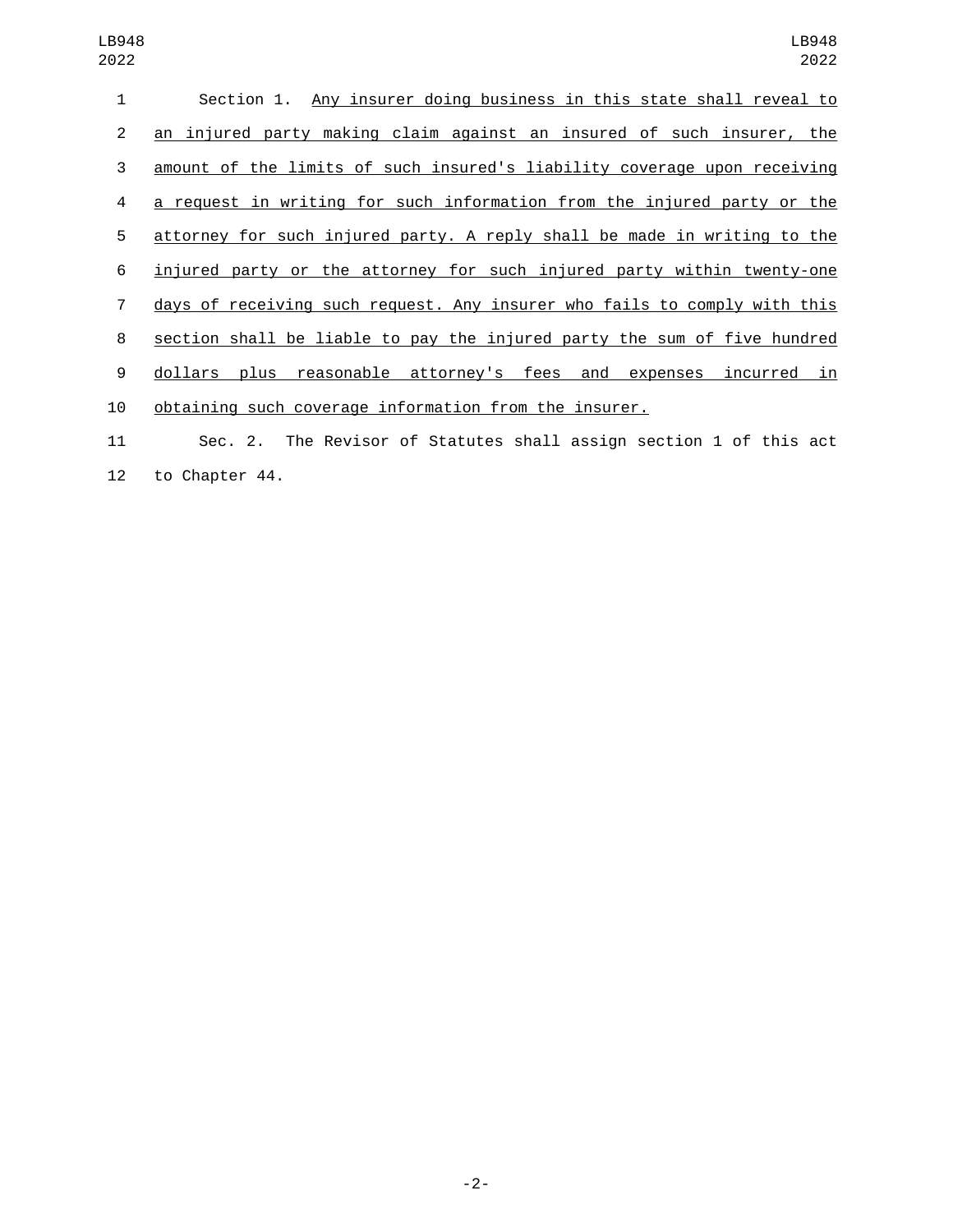Section 1. Any insurer doing business in this state shall reveal to an injured party making claim against an insured of such insurer, the amount of the limits of such insured's liability coverage upon receiving a request in writing for such information from the injured party or the attorney for such injured party. A reply shall be made in writing to the injured party or the attorney for such injured party within twenty-one days of receiving such request. Any insurer who fails to comply with this section shall be liable to pay the injured party the sum of five hundred dollars plus reasonable attorney's fees and expenses incurred in obtaining such coverage information from the insurer.

Sec. 2. The Revisor of Statutes shall assign section 1 of this act to Chapter 44.